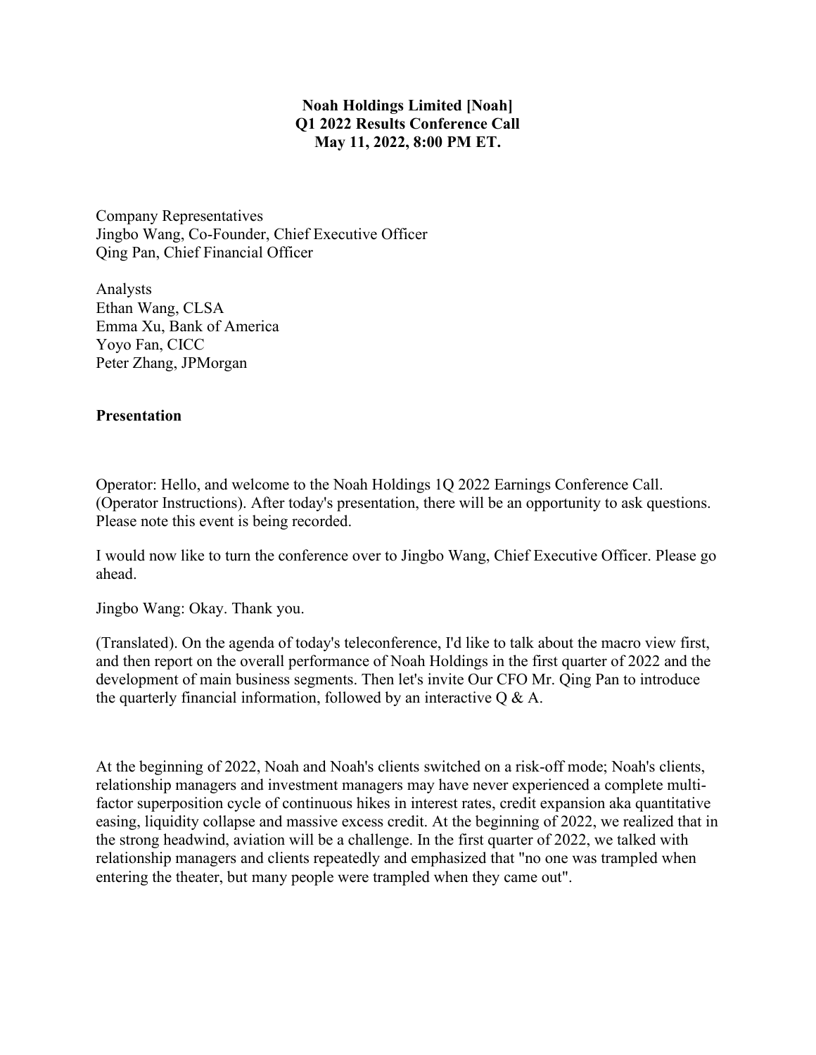**Noah Holdings Limited [Noah]**
**Q1 2022 Results Conference Call**
**May 11, 2022, 8:00 PM ET.**

Company Representatives
Jingbo Wang, Co-Founder, Chief Executive Officer
Qing Pan, Chief Financial Officer

Analysts
Ethan Wang, CLSA
Emma Xu, Bank of America
Yoyo Fan, CICC
Peter Zhang, JPMorgan

## Presentation

Operator: Hello, and welcome to the Noah Holdings 1Q 2022 Earnings Conference Call. (Operator Instructions). After today's presentation, there will be an opportunity to ask questions. Please note this event is being recorded.

I would now like to turn the conference over to Jingbo Wang, Chief Executive Officer. Please go ahead.

Jingbo Wang: Okay. Thank you.

(Translated). On the agenda of today's teleconference, I'd like to talk about the macro view first, and then report on the overall performance of Noah Holdings in the first quarter of 2022 and the development of main business segments. Then let's invite Our CFO Mr. Qing Pan to introduce the quarterly financial information, followed by an interactive Q & A.

At the beginning of 2022, Noah and Noah's clients switched on a risk-off mode; Noah's clients, relationship managers and investment managers may have never experienced a complete multi-factor superposition cycle of continuous hikes in interest rates, credit expansion aka quantitative easing, liquidity collapse and massive excess credit. At the beginning of 2022, we realized that in the strong headwind, aviation will be a challenge. In the first quarter of 2022, we talked with relationship managers and clients repeatedly and emphasized that "no one was trampled when entering the theater, but many people were trampled when they came out".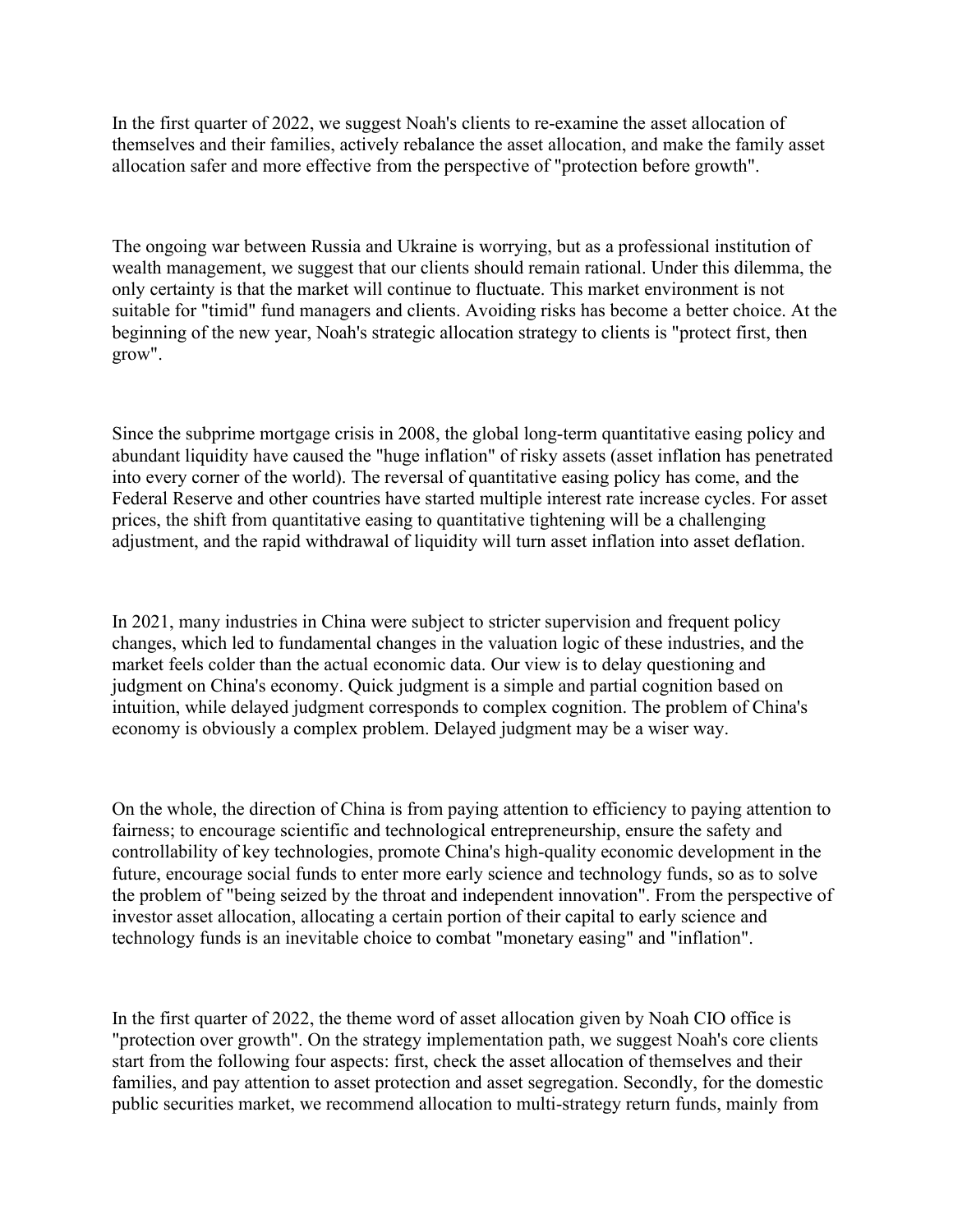In the first quarter of 2022, we suggest Noah's clients to re-examine the asset allocation of themselves and their families, actively rebalance the asset allocation, and make the family asset allocation safer and more effective from the perspective of "protection before growth".

The ongoing war between Russia and Ukraine is worrying, but as a professional institution of wealth management, we suggest that our clients should remain rational. Under this dilemma, the only certainty is that the market will continue to fluctuate. This market environment is not suitable for "timid" fund managers and clients. Avoiding risks has become a better choice. At the beginning of the new year, Noah's strategic allocation strategy to clients is "protect first, then grow".

Since the subprime mortgage crisis in 2008, the global long-term quantitative easing policy and abundant liquidity have caused the "huge inflation" of risky assets (asset inflation has penetrated into every corner of the world). The reversal of quantitative easing policy has come, and the Federal Reserve and other countries have started multiple interest rate increase cycles. For asset prices, the shift from quantitative easing to quantitative tightening will be a challenging adjustment, and the rapid withdrawal of liquidity will turn asset inflation into asset deflation.

In 2021, many industries in China were subject to stricter supervision and frequent policy changes, which led to fundamental changes in the valuation logic of these industries, and the market feels colder than the actual economic data. Our view is to delay questioning and judgment on China's economy. Quick judgment is a simple and partial cognition based on intuition, while delayed judgment corresponds to complex cognition. The problem of China's economy is obviously a complex problem. Delayed judgment may be a wiser way.

On the whole, the direction of China is from paying attention to efficiency to paying attention to fairness; to encourage scientific and technological entrepreneurship, ensure the safety and controllability of key technologies, promote China's high-quality economic development in the future, encourage social funds to enter more early science and technology funds, so as to solve the problem of "being seized by the throat and independent innovation". From the perspective of investor asset allocation, allocating a certain portion of their capital to early science and technology funds is an inevitable choice to combat "monetary easing" and "inflation".

In the first quarter of 2022, the theme word of asset allocation given by Noah CIO office is "protection over growth". On the strategy implementation path, we suggest Noah's core clients start from the following four aspects: first, check the asset allocation of themselves and their families, and pay attention to asset protection and asset segregation. Secondly, for the domestic public securities market, we recommend allocation to multi-strategy return funds, mainly from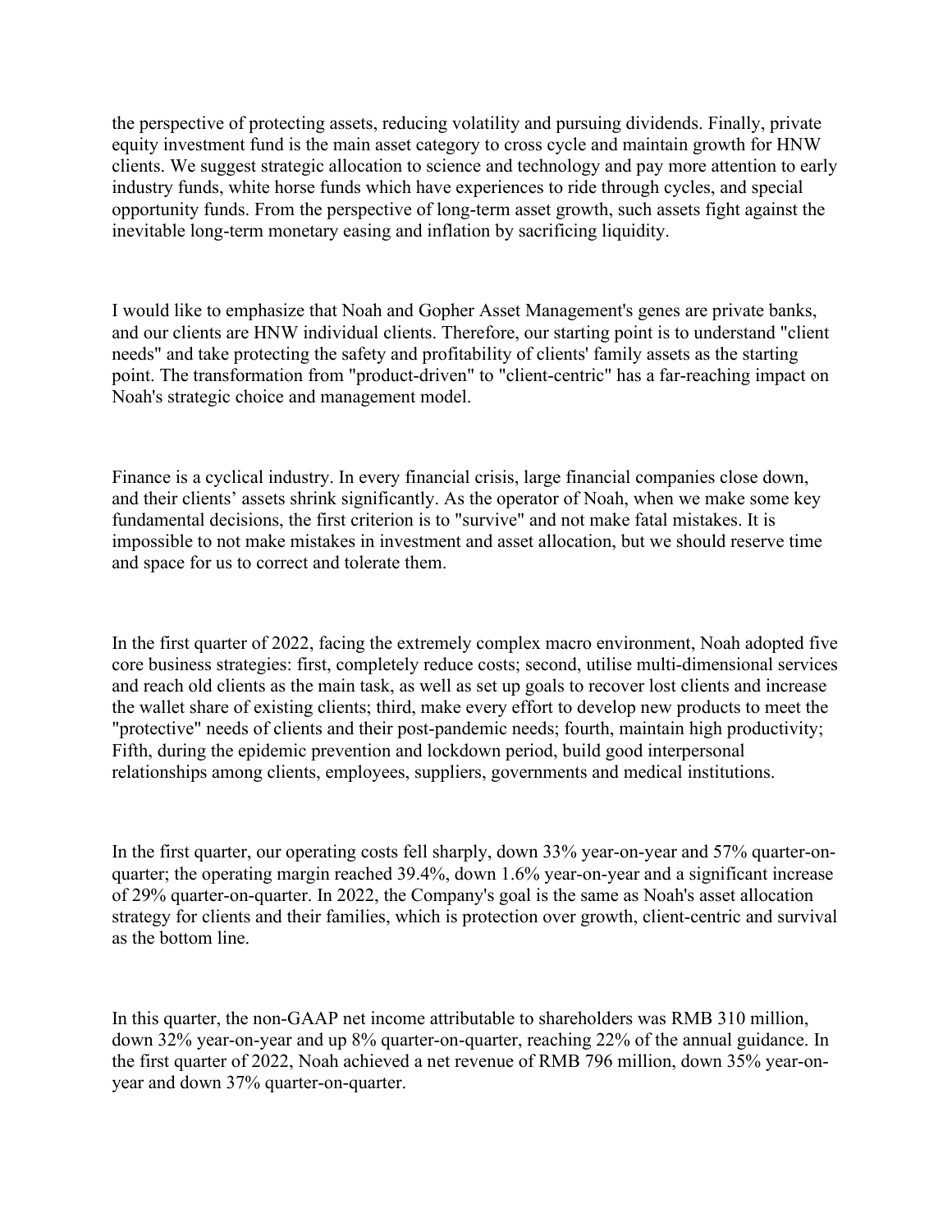the perspective of protecting assets, reducing volatility and pursuing dividends. Finally, private equity investment fund is the main asset category to cross cycle and maintain growth for HNW clients. We suggest strategic allocation to science and technology and pay more attention to early industry funds, white horse funds which have experiences to ride through cycles, and special opportunity funds. From the perspective of long-term asset growth, such assets fight against the inevitable long-term monetary easing and inflation by sacrificing liquidity.

I would like to emphasize that Noah and Gopher Asset Management's genes are private banks, and our clients are HNW individual clients. Therefore, our starting point is to understand "client needs" and take protecting the safety and profitability of clients' family assets as the starting point. The transformation from "product-driven" to "client-centric" has a far-reaching impact on Noah's strategic choice and management model.

Finance is a cyclical industry. In every financial crisis, large financial companies close down, and their clients' assets shrink significantly. As the operator of Noah, when we make some key fundamental decisions, the first criterion is to "survive" and not make fatal mistakes. It is impossible to not make mistakes in investment and asset allocation, but we should reserve time and space for us to correct and tolerate them.

In the first quarter of 2022, facing the extremely complex macro environment, Noah adopted five core business strategies: first, completely reduce costs; second, utilise multi-dimensional services and reach old clients as the main task, as well as set up goals to recover lost clients and increase the wallet share of existing clients; third, make every effort to develop new products to meet the "protective" needs of clients and their post-pandemic needs; fourth, maintain high productivity; Fifth, during the epidemic prevention and lockdown period, build good interpersonal relationships among clients, employees, suppliers, governments and medical institutions.

In the first quarter, our operating costs fell sharply, down 33% year-on-year and 57% quarter-on-quarter; the operating margin reached 39.4%, down 1.6% year-on-year and a significant increase of 29% quarter-on-quarter. In 2022, the Company's goal is the same as Noah's asset allocation strategy for clients and their families, which is protection over growth, client-centric and survival as the bottom line.

In this quarter, the non-GAAP net income attributable to shareholders was RMB 310 million, down 32% year-on-year and up 8% quarter-on-quarter, reaching 22% of the annual guidance. In the first quarter of 2022, Noah achieved a net revenue of RMB 796 million, down 35% year-on-year and down 37% quarter-on-quarter.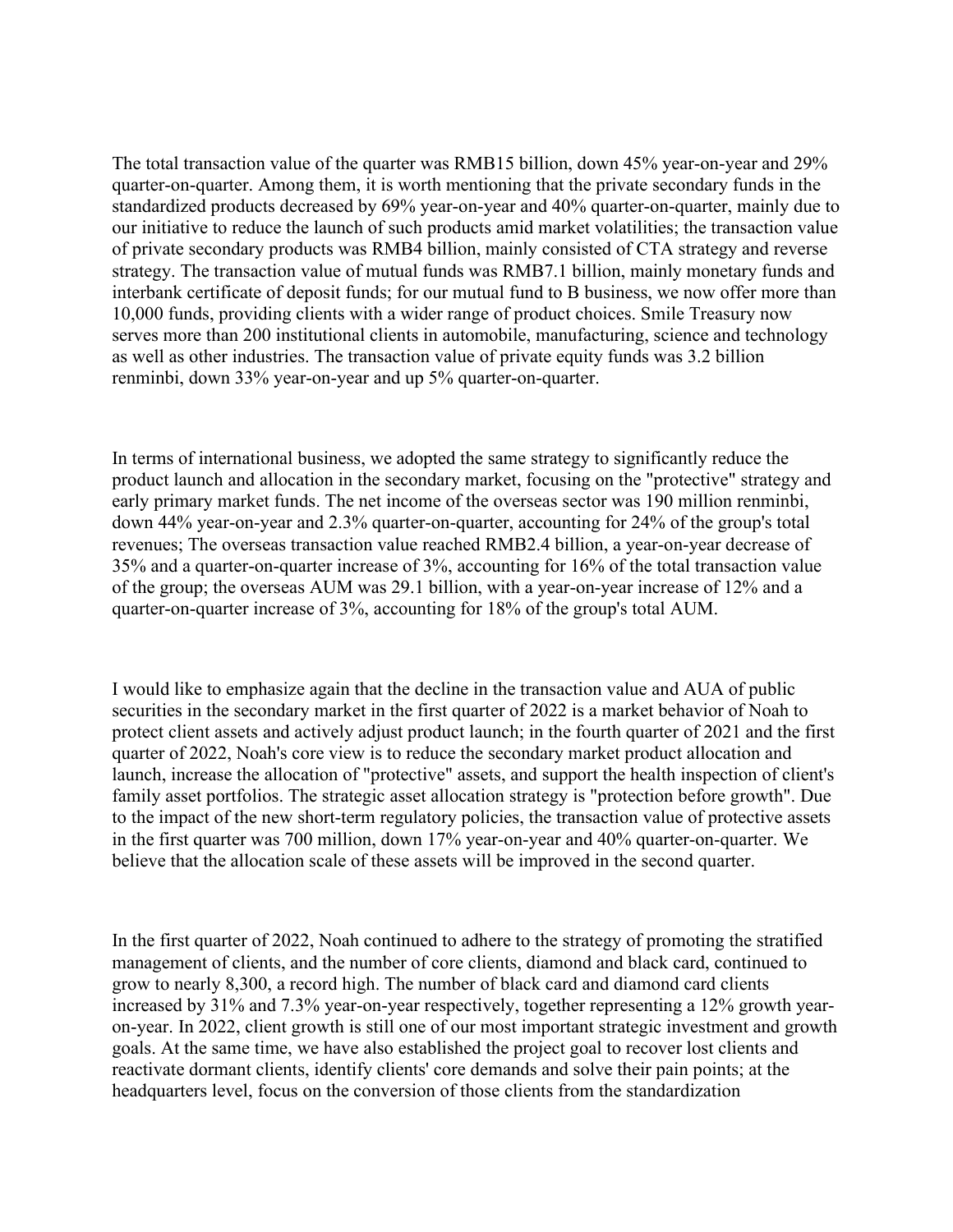The total transaction value of the quarter was RMB15 billion, down 45% year-on-year and 29% quarter-on-quarter. Among them, it is worth mentioning that the private secondary funds in the standardized products decreased by 69% year-on-year and 40% quarter-on-quarter, mainly due to our initiative to reduce the launch of such products amid market volatilities; the transaction value of private secondary products was RMB4 billion, mainly consisted of CTA strategy and reverse strategy. The transaction value of mutual funds was RMB7.1 billion, mainly monetary funds and interbank certificate of deposit funds; for our mutual fund to B business, we now offer more than 10,000 funds, providing clients with a wider range of product choices. Smile Treasury now serves more than 200 institutional clients in automobile, manufacturing, science and technology as well as other industries. The transaction value of private equity funds was 3.2 billion renminbi, down 33% year-on-year and up 5% quarter-on-quarter.

In terms of international business, we adopted the same strategy to significantly reduce the product launch and allocation in the secondary market, focusing on the "protective" strategy and early primary market funds. The net income of the overseas sector was 190 million renminbi, down 44% year-on-year and 2.3% quarter-on-quarter, accounting for 24% of the group's total revenues; The overseas transaction value reached RMB2.4 billion, a year-on-year decrease of 35% and a quarter-on-quarter increase of 3%, accounting for 16% of the total transaction value of the group; the overseas AUM was 29.1 billion, with a year-on-year increase of 12% and a quarter-on-quarter increase of 3%, accounting for 18% of the group's total AUM.

I would like to emphasize again that the decline in the transaction value and AUA of public securities in the secondary market in the first quarter of 2022 is a market behavior of Noah to protect client assets and actively adjust product launch; in the fourth quarter of 2021 and the first quarter of 2022, Noah's core view is to reduce the secondary market product allocation and launch, increase the allocation of "protective" assets, and support the health inspection of client's family asset portfolios. The strategic asset allocation strategy is "protection before growth". Due to the impact of the new short-term regulatory policies, the transaction value of protective assets in the first quarter was 700 million, down 17% year-on-year and 40% quarter-on-quarter. We believe that the allocation scale of these assets will be improved in the second quarter.

In the first quarter of 2022, Noah continued to adhere to the strategy of promoting the stratified management of clients, and the number of core clients, diamond and black card, continued to grow to nearly 8,300, a record high. The number of black card and diamond card clients increased by 31% and 7.3% year-on-year respectively, together representing a 12% growth year-on-year. In 2022, client growth is still one of our most important strategic investment and growth goals. At the same time, we have also established the project goal to recover lost clients and reactivate dormant clients, identify clients' core demands and solve their pain points; at the headquarters level, focus on the conversion of those clients from the standardization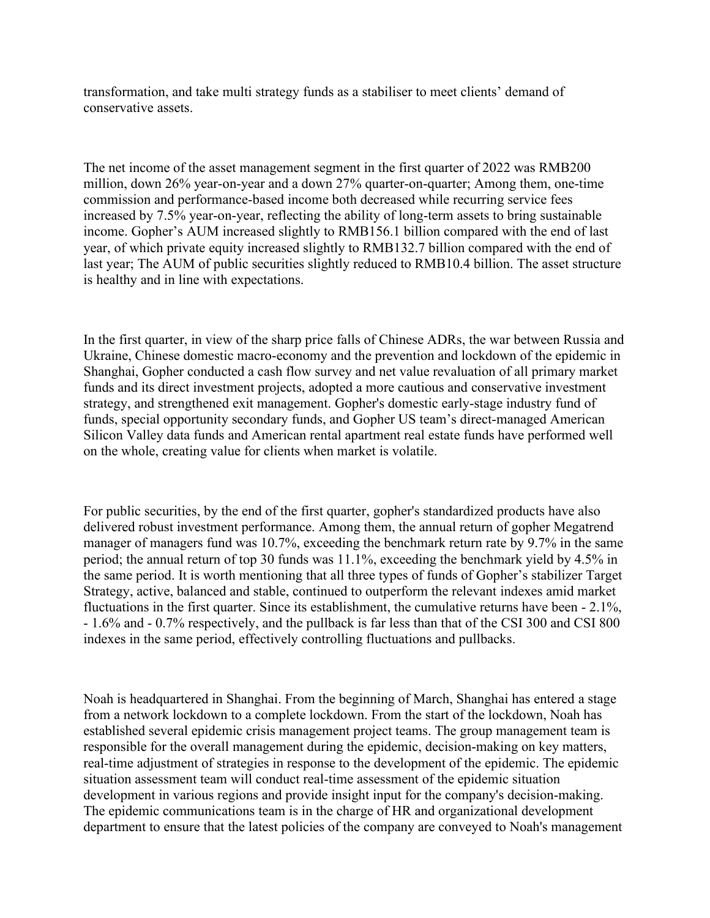transformation, and take multi strategy funds as a stabiliser to meet clients' demand of conservative assets.

The net income of the asset management segment in the first quarter of 2022 was RMB200 million, down 26% year-on-year and a down 27% quarter-on-quarter; Among them, one-time commission and performance-based income both decreased while recurring service fees increased by 7.5% year-on-year, reflecting the ability of long-term assets to bring sustainable income. Gopher's AUM increased slightly to RMB156.1 billion compared with the end of last year, of which private equity increased slightly to RMB132.7 billion compared with the end of last year; The AUM of public securities slightly reduced to RMB10.4 billion. The asset structure is healthy and in line with expectations.

In the first quarter, in view of the sharp price falls of Chinese ADRs, the war between Russia and Ukraine, Chinese domestic macro-economy and the prevention and lockdown of the epidemic in Shanghai, Gopher conducted a cash flow survey and net value revaluation of all primary market funds and its direct investment projects, adopted a more cautious and conservative investment strategy, and strengthened exit management. Gopher's domestic early-stage industry fund of funds, special opportunity secondary funds, and Gopher US team's direct-managed American Silicon Valley data funds and American rental apartment real estate funds have performed well on the whole, creating value for clients when market is volatile.

For public securities, by the end of the first quarter, gopher's standardized products have also delivered robust investment performance. Among them, the annual return of gopher Megatrend manager of managers fund was 10.7%, exceeding the benchmark return rate by 9.7% in the same period; the annual return of top 30 funds was 11.1%, exceeding the benchmark yield by 4.5% in the same period. It is worth mentioning that all three types of funds of Gopher's stabilizer Target Strategy, active, balanced and stable, continued to outperform the relevant indexes amid market fluctuations in the first quarter. Since its establishment, the cumulative returns have been - 2.1%, - 1.6% and - 0.7% respectively, and the pullback is far less than that of the CSI 300 and CSI 800 indexes in the same period, effectively controlling fluctuations and pullbacks.

Noah is headquartered in Shanghai. From the beginning of March, Shanghai has entered a stage from a network lockdown to a complete lockdown. From the start of the lockdown, Noah has established several epidemic crisis management project teams. The group management team is responsible for the overall management during the epidemic, decision-making on key matters, real-time adjustment of strategies in response to the development of the epidemic. The epidemic situation assessment team will conduct real-time assessment of the epidemic situation development in various regions and provide insight input for the company's decision-making. The epidemic communications team is in the charge of HR and organizational development department to ensure that the latest policies of the company are conveyed to Noah's management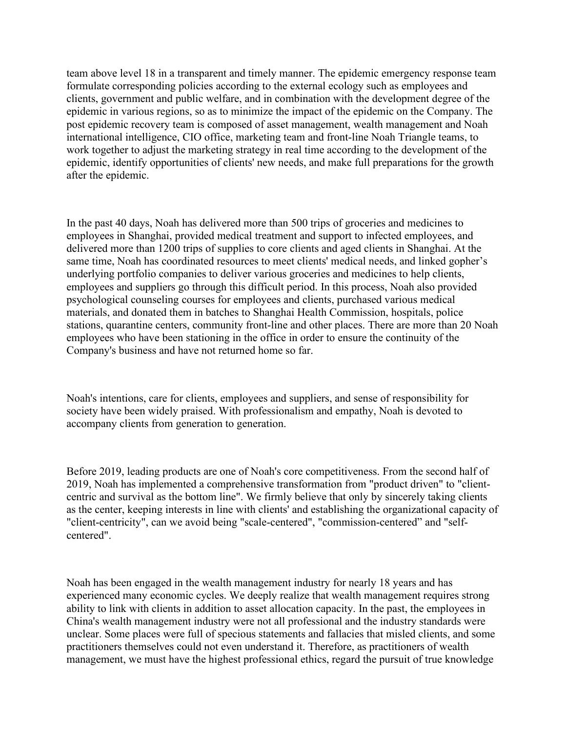team above level 18 in a transparent and timely manner. The epidemic emergency response team formulate corresponding policies according to the external ecology such as employees and clients, government and public welfare, and in combination with the development degree of the epidemic in various regions, so as to minimize the impact of the epidemic on the Company. The post epidemic recovery team is composed of asset management, wealth management and Noah international intelligence, CIO office, marketing team and front-line Noah Triangle teams, to work together to adjust the marketing strategy in real time according to the development of the epidemic, identify opportunities of clients' new needs, and make full preparations for the growth after the epidemic.

In the past 40 days, Noah has delivered more than 500 trips of groceries and medicines to employees in Shanghai, provided medical treatment and support to infected employees, and delivered more than 1200 trips of supplies to core clients and aged clients in Shanghai. At the same time, Noah has coordinated resources to meet clients' medical needs, and linked gopher's underlying portfolio companies to deliver various groceries and medicines to help clients, employees and suppliers go through this difficult period. In this process, Noah also provided psychological counseling courses for employees and clients, purchased various medical materials, and donated them in batches to Shanghai Health Commission, hospitals, police stations, quarantine centers, community front-line and other places. There are more than 20 Noah employees who have been stationing in the office in order to ensure the continuity of the Company's business and have not returned home so far.

Noah's intentions, care for clients, employees and suppliers, and sense of responsibility for society have been widely praised. With professionalism and empathy, Noah is devoted to accompany clients from generation to generation.

Before 2019, leading products are one of Noah's core competitiveness. From the second half of 2019, Noah has implemented a comprehensive transformation from "product driven" to "client-centric and survival as the bottom line". We firmly believe that only by sincerely taking clients as the center, keeping interests in line with clients' and establishing the organizational capacity of "client-centricity", can we avoid being "scale-centered", "commission-centered" and "self-centered".

Noah has been engaged in the wealth management industry for nearly 18 years and has experienced many economic cycles. We deeply realize that wealth management requires strong ability to link with clients in addition to asset allocation capacity. In the past, the employees in China's wealth management industry were not all professional and the industry standards were unclear. Some places were full of specious statements and fallacies that misled clients, and some practitioners themselves could not even understand it. Therefore, as practitioners of wealth management, we must have the highest professional ethics, regard the pursuit of true knowledge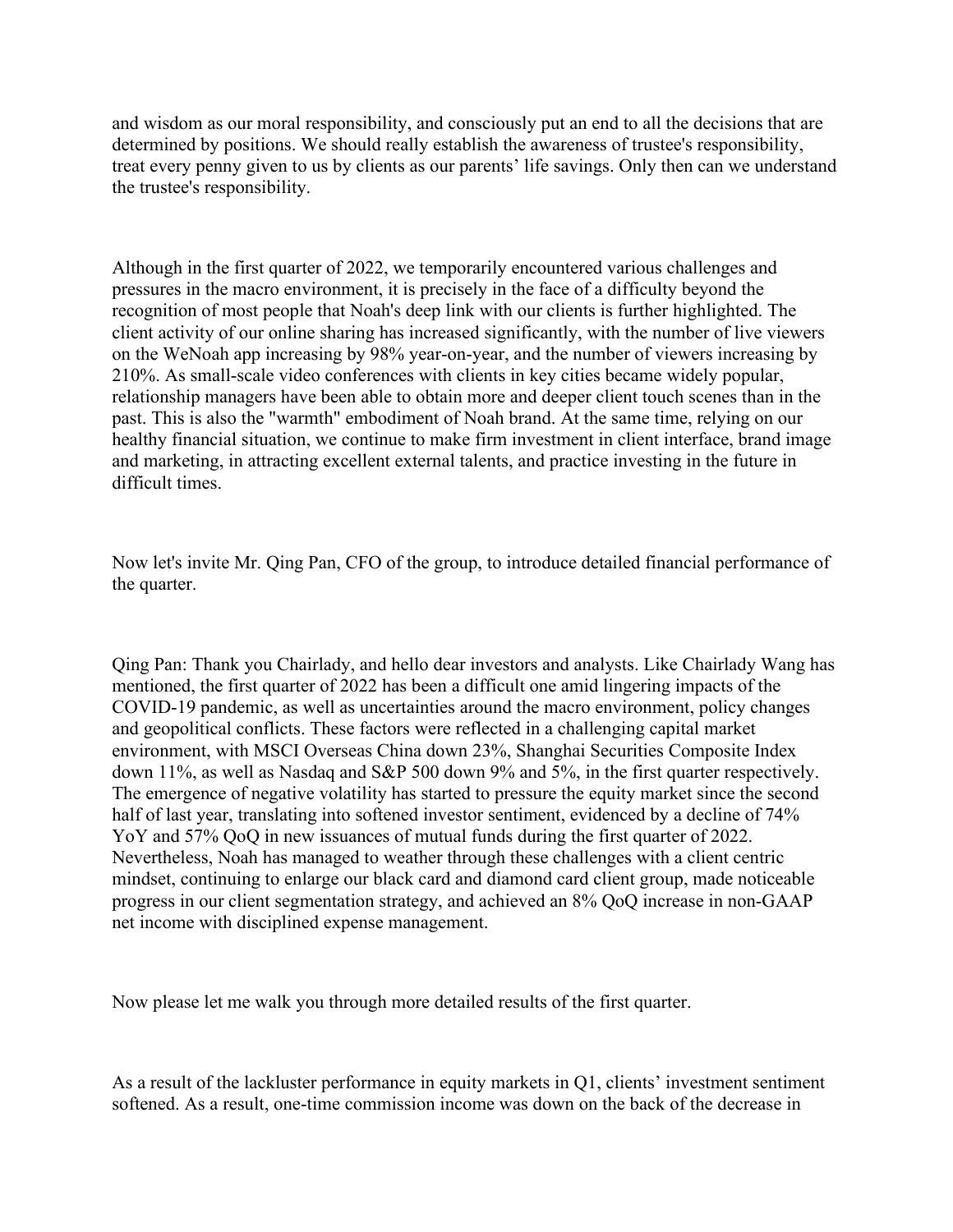and wisdom as our moral responsibility, and consciously put an end to all the decisions that are determined by positions. We should really establish the awareness of trustee's responsibility, treat every penny given to us by clients as our parents' life savings. Only then can we understand the trustee's responsibility.

Although in the first quarter of 2022, we temporarily encountered various challenges and pressures in the macro environment, it is precisely in the face of a difficulty beyond the recognition of most people that Noah's deep link with our clients is further highlighted. The client activity of our online sharing has increased significantly, with the number of live viewers on the WeNoah app increasing by 98% year-on-year, and the number of viewers increasing by 210%. As small-scale video conferences with clients in key cities became widely popular, relationship managers have been able to obtain more and deeper client touch scenes than in the past. This is also the "warmth" embodiment of Noah brand. At the same time, relying on our healthy financial situation, we continue to make firm investment in client interface, brand image and marketing, in attracting excellent external talents, and practice investing in the future in difficult times.

Now let's invite Mr. Qing Pan, CFO of the group, to introduce detailed financial performance of the quarter.

Qing Pan: Thank you Chairlady, and hello dear investors and analysts. Like Chairlady Wang has mentioned, the first quarter of 2022 has been a difficult one amid lingering impacts of the COVID-19 pandemic, as well as uncertainties around the macro environment, policy changes and geopolitical conflicts. These factors were reflected in a challenging capital market environment, with MSCI Overseas China down 23%, Shanghai Securities Composite Index down 11%, as well as Nasdaq and S&P 500 down 9% and 5%, in the first quarter respectively. The emergence of negative volatility has started to pressure the equity market since the second half of last year, translating into softened investor sentiment, evidenced by a decline of 74% YoY and 57% QoQ in new issuances of mutual funds during the first quarter of 2022. Nevertheless, Noah has managed to weather through these challenges with a client centric mindset, continuing to enlarge our black card and diamond card client group, made noticeable progress in our client segmentation strategy, and achieved an 8% QoQ increase in non-GAAP net income with disciplined expense management.

Now please let me walk you through more detailed results of the first quarter.

As a result of the lackluster performance in equity markets in Q1, clients' investment sentiment softened. As a result, one-time commission income was down on the back of the decrease in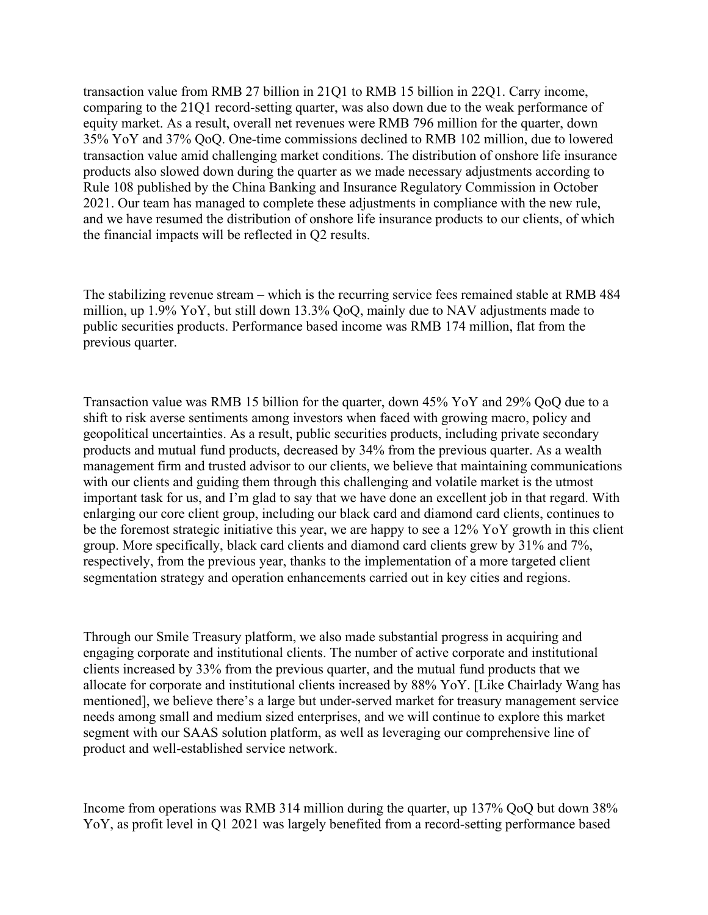transaction value from RMB 27 billion in 21Q1 to RMB 15 billion in 22Q1. Carry income, comparing to the 21Q1 record-setting quarter, was also down due to the weak performance of equity market. As a result, overall net revenues were RMB 796 million for the quarter, down 35% YoY and 37% QoQ. One-time commissions declined to RMB 102 million, due to lowered transaction value amid challenging market conditions. The distribution of onshore life insurance products also slowed down during the quarter as we made necessary adjustments according to Rule 108 published by the China Banking and Insurance Regulatory Commission in October 2021. Our team has managed to complete these adjustments in compliance with the new rule, and we have resumed the distribution of onshore life insurance products to our clients, of which the financial impacts will be reflected in Q2 results.

The stabilizing revenue stream – which is the recurring service fees remained stable at RMB 484 million, up 1.9% YoY, but still down 13.3% QoQ, mainly due to NAV adjustments made to public securities products. Performance based income was RMB 174 million, flat from the previous quarter.

Transaction value was RMB 15 billion for the quarter, down 45% YoY and 29% QoQ due to a shift to risk averse sentiments among investors when faced with growing macro, policy and geopolitical uncertainties. As a result, public securities products, including private secondary products and mutual fund products, decreased by 34% from the previous quarter. As a wealth management firm and trusted advisor to our clients, we believe that maintaining communications with our clients and guiding them through this challenging and volatile market is the utmost important task for us, and I'm glad to say that we have done an excellent job in that regard. With enlarging our core client group, including our black card and diamond card clients, continues to be the foremost strategic initiative this year, we are happy to see a 12% YoY growth in this client group. More specifically, black card clients and diamond card clients grew by 31% and 7%, respectively, from the previous year, thanks to the implementation of a more targeted client segmentation strategy and operation enhancements carried out in key cities and regions.

Through our Smile Treasury platform, we also made substantial progress in acquiring and engaging corporate and institutional clients. The number of active corporate and institutional clients increased by 33% from the previous quarter, and the mutual fund products that we allocate for corporate and institutional clients increased by 88% YoY. [Like Chairlady Wang has mentioned], we believe there's a large but under-served market for treasury management service needs among small and medium sized enterprises, and we will continue to explore this market segment with our SAAS solution platform, as well as leveraging our comprehensive line of product and well-established service network.

Income from operations was RMB 314 million during the quarter, up 137% QoQ but down 38% YoY, as profit level in Q1 2021 was largely benefited from a record-setting performance based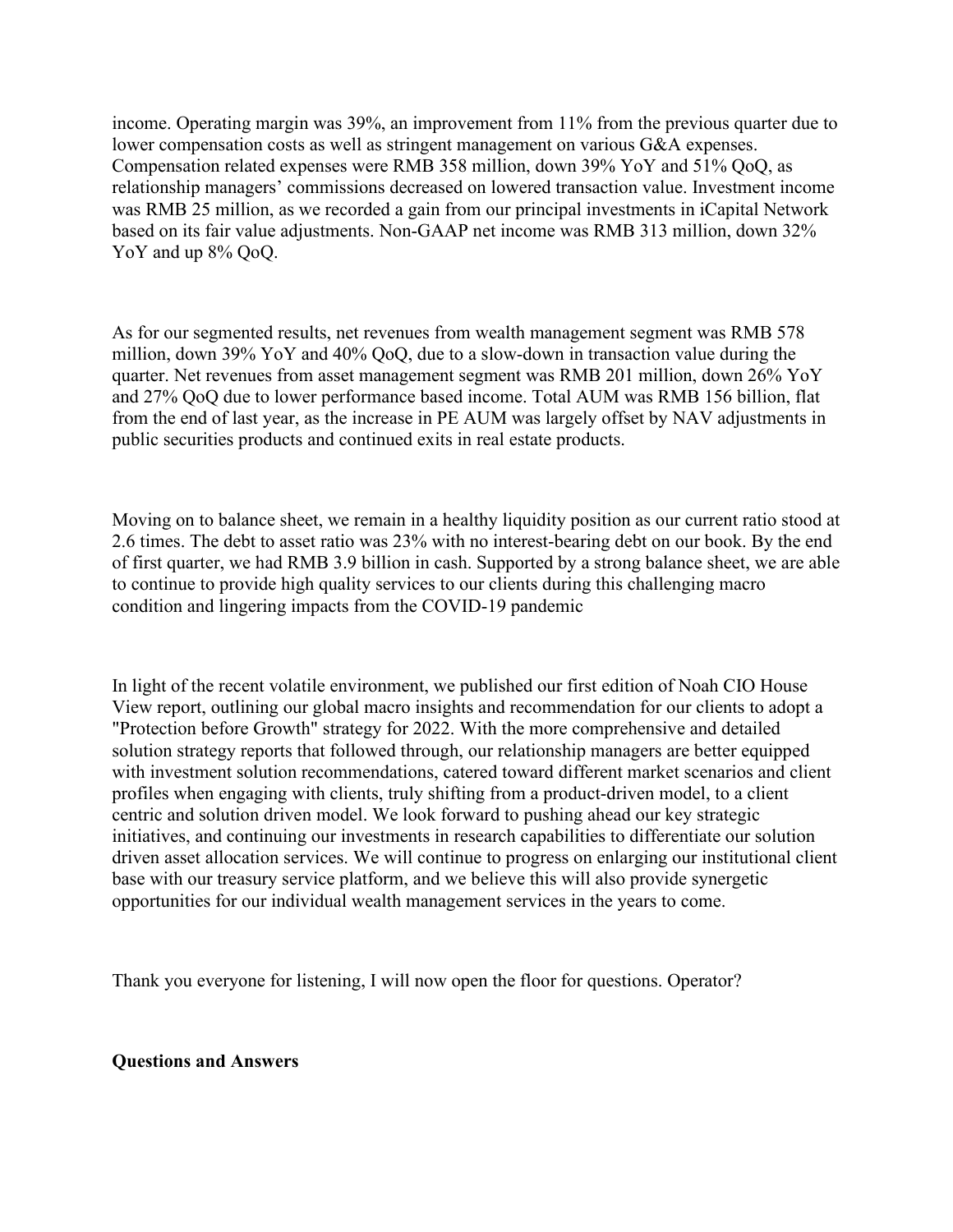income. Operating margin was 39%, an improvement from 11% from the previous quarter due to lower compensation costs as well as stringent management on various G&A expenses. Compensation related expenses were RMB 358 million, down 39% YoY and 51% QoQ, as relationship managers' commissions decreased on lowered transaction value. Investment income was RMB 25 million, as we recorded a gain from our principal investments in iCapital Network based on its fair value adjustments. Non-GAAP net income was RMB 313 million, down 32% YoY and up 8% QoQ.

As for our segmented results, net revenues from wealth management segment was RMB 578 million, down 39% YoY and 40% QoQ, due to a slow-down in transaction value during the quarter. Net revenues from asset management segment was RMB 201 million, down 26% YoY and 27% QoQ due to lower performance based income. Total AUM was RMB 156 billion, flat from the end of last year, as the increase in PE AUM was largely offset by NAV adjustments in public securities products and continued exits in real estate products.

Moving on to balance sheet, we remain in a healthy liquidity position as our current ratio stood at 2.6 times. The debt to asset ratio was 23% with no interest-bearing debt on our book. By the end of first quarter, we had RMB 3.9 billion in cash. Supported by a strong balance sheet, we are able to continue to provide high quality services to our clients during this challenging macro condition and lingering impacts from the COVID-19 pandemic

In light of the recent volatile environment, we published our first edition of Noah CIO House View report, outlining our global macro insights and recommendation for our clients to adopt a "Protection before Growth" strategy for 2022. With the more comprehensive and detailed solution strategy reports that followed through, our relationship managers are better equipped with investment solution recommendations, catered toward different market scenarios and client profiles when engaging with clients, truly shifting from a product-driven model, to a client centric and solution driven model. We look forward to pushing ahead our key strategic initiatives, and continuing our investments in research capabilities to differentiate our solution driven asset allocation services. We will continue to progress on enlarging our institutional client base with our treasury service platform, and we believe this will also provide synergetic opportunities for our individual wealth management services in the years to come.

Thank you everyone for listening, I will now open the floor for questions. Operator?

**Questions and Answers**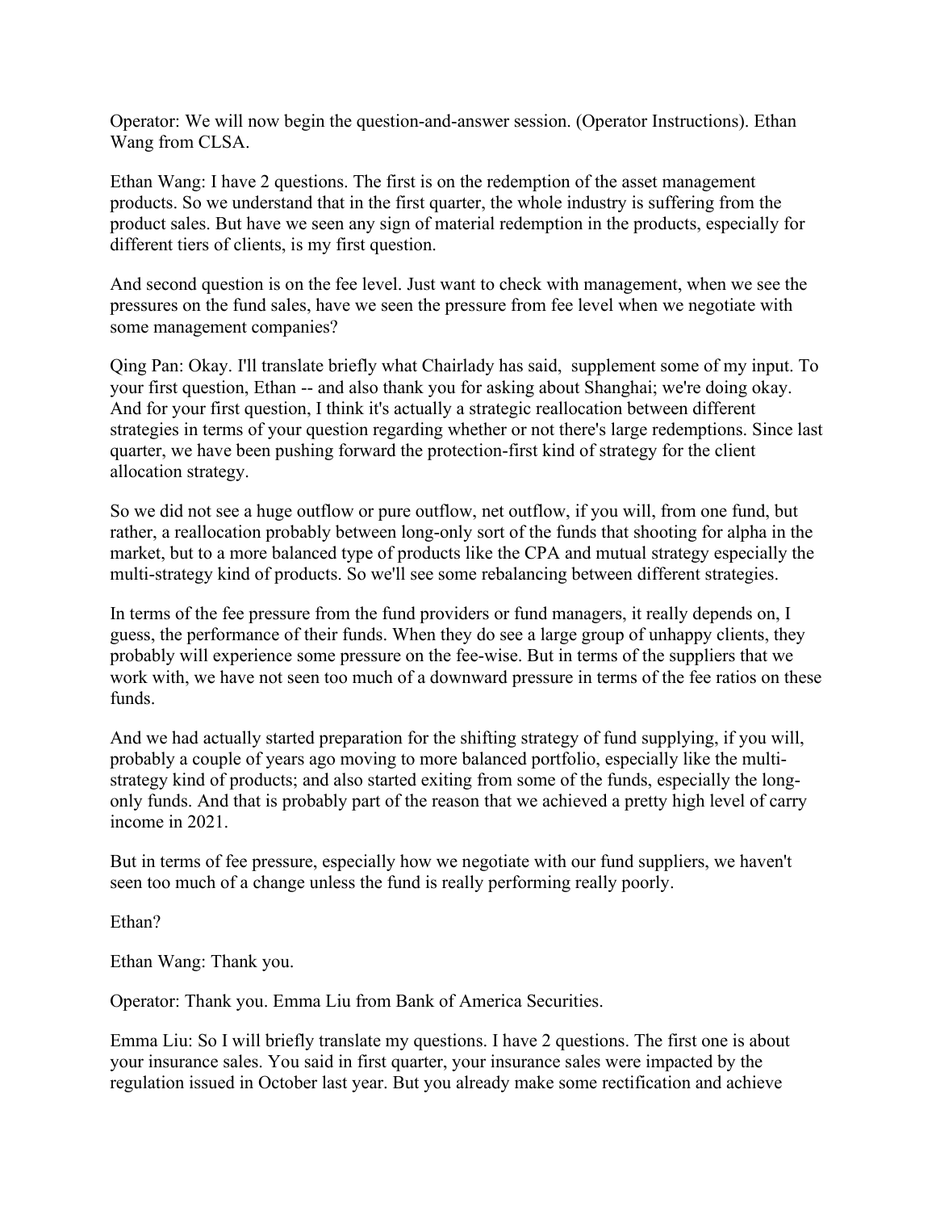Operator: We will now begin the question-and-answer session. (Operator Instructions). Ethan Wang from CLSA.

Ethan Wang: I have 2 questions. The first is on the redemption of the asset management products. So we understand that in the first quarter, the whole industry is suffering from the product sales. But have we seen any sign of material redemption in the products, especially for different tiers of clients, is my first question.

And second question is on the fee level. Just want to check with management, when we see the pressures on the fund sales, have we seen the pressure from fee level when we negotiate with some management companies?

Qing Pan: Okay. I'll translate briefly what Chairlady has said, supplement some of my input. To your first question, Ethan -- and also thank you for asking about Shanghai; we're doing okay. And for your first question, I think it's actually a strategic reallocation between different strategies in terms of your question regarding whether or not there's large redemptions. Since last quarter, we have been pushing forward the protection-first kind of strategy for the client allocation strategy.

So we did not see a huge outflow or pure outflow, net outflow, if you will, from one fund, but rather, a reallocation probably between long-only sort of the funds that shooting for alpha in the market, but to a more balanced type of products like the CPA and mutual strategy especially the multi-strategy kind of products. So we'll see some rebalancing between different strategies.

In terms of the fee pressure from the fund providers or fund managers, it really depends on, I guess, the performance of their funds. When they do see a large group of unhappy clients, they probably will experience some pressure on the fee-wise. But in terms of the suppliers that we work with, we have not seen too much of a downward pressure in terms of the fee ratios on these funds.

And we had actually started preparation for the shifting strategy of fund supplying, if you will, probably a couple of years ago moving to more balanced portfolio, especially like the multi-strategy kind of products; and also started exiting from some of the funds, especially the long-only funds. And that is probably part of the reason that we achieved a pretty high level of carry income in 2021.

But in terms of fee pressure, especially how we negotiate with our fund suppliers, we haven't seen too much of a change unless the fund is really performing really poorly.

Ethan?

Ethan Wang: Thank you.

Operator: Thank you. Emma Liu from Bank of America Securities.

Emma Liu: So I will briefly translate my questions. I have 2 questions. The first one is about your insurance sales. You said in first quarter, your insurance sales were impacted by the regulation issued in October last year. But you already make some rectification and achieve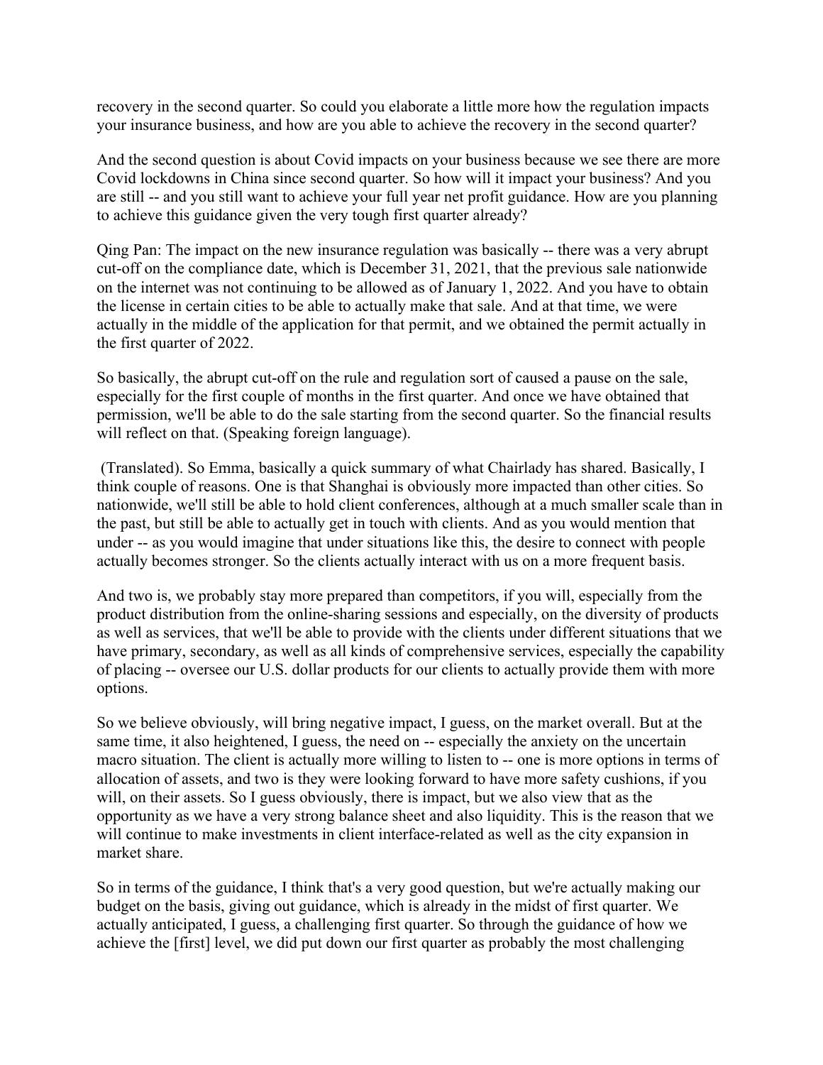recovery in the second quarter. So could you elaborate a little more how the regulation impacts your insurance business, and how are you able to achieve the recovery in the second quarter?

And the second question is about Covid impacts on your business because we see there are more Covid lockdowns in China since second quarter. So how will it impact your business? And you are still -- and you still want to achieve your full year net profit guidance. How are you planning to achieve this guidance given the very tough first quarter already?

Qing Pan: The impact on the new insurance regulation was basically -- there was a very abrupt cut-off on the compliance date, which is December 31, 2021, that the previous sale nationwide on the internet was not continuing to be allowed as of January 1, 2022. And you have to obtain the license in certain cities to be able to actually make that sale. And at that time, we were actually in the middle of the application for that permit, and we obtained the permit actually in the first quarter of 2022.

So basically, the abrupt cut-off on the rule and regulation sort of caused a pause on the sale, especially for the first couple of months in the first quarter. And once we have obtained that permission, we'll be able to do the sale starting from the second quarter. So the financial results will reflect on that. (Speaking foreign language).

(Translated). So Emma, basically a quick summary of what Chairlady has shared. Basically, I think couple of reasons. One is that Shanghai is obviously more impacted than other cities. So nationwide, we'll still be able to hold client conferences, although at a much smaller scale than in the past, but still be able to actually get in touch with clients. And as you would mention that under -- as you would imagine that under situations like this, the desire to connect with people actually becomes stronger. So the clients actually interact with us on a more frequent basis.

And two is, we probably stay more prepared than competitors, if you will, especially from the product distribution from the online-sharing sessions and especially, on the diversity of products as well as services, that we'll be able to provide with the clients under different situations that we have primary, secondary, as well as all kinds of comprehensive services, especially the capability of placing -- oversee our U.S. dollar products for our clients to actually provide them with more options.

So we believe obviously, will bring negative impact, I guess, on the market overall. But at the same time, it also heightened, I guess, the need on -- especially the anxiety on the uncertain macro situation. The client is actually more willing to listen to -- one is more options in terms of allocation of assets, and two is they were looking forward to have more safety cushions, if you will, on their assets. So I guess obviously, there is impact, but we also view that as the opportunity as we have a very strong balance sheet and also liquidity. This is the reason that we will continue to make investments in client interface-related as well as the city expansion in market share.

So in terms of the guidance, I think that's a very good question, but we're actually making our budget on the basis, giving out guidance, which is already in the midst of first quarter. We actually anticipated, I guess, a challenging first quarter. So through the guidance of how we achieve the [first] level, we did put down our first quarter as probably the most challenging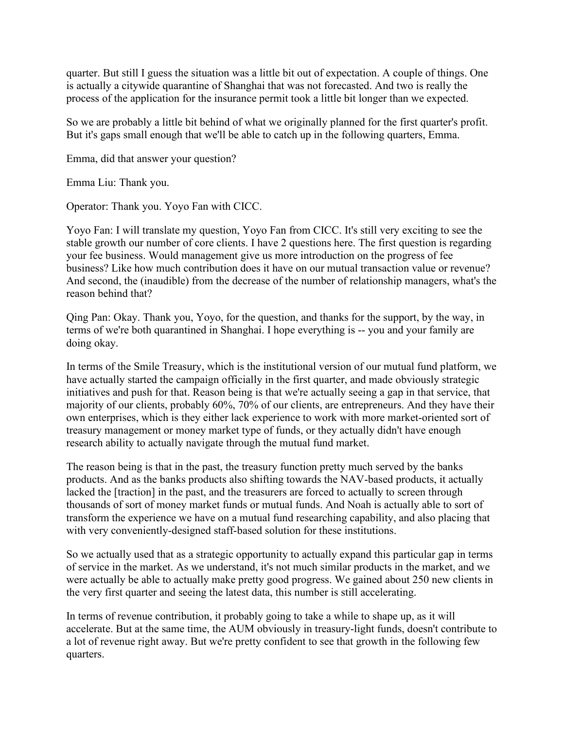quarter. But still I guess the situation was a little bit out of expectation. A couple of things. One is actually a citywide quarantine of Shanghai that was not forecasted. And two is really the process of the application for the insurance permit took a little bit longer than we expected.

So we are probably a little bit behind of what we originally planned for the first quarter's profit. But it's gaps small enough that we'll be able to catch up in the following quarters, Emma.

Emma, did that answer your question?

Emma Liu: Thank you.

Operator: Thank you. Yoyo Fan with CICC.

Yoyo Fan: I will translate my question, Yoyo Fan from CICC. It's still very exciting to see the stable growth our number of core clients. I have 2 questions here. The first question is regarding your fee business. Would management give us more introduction on the progress of fee business? Like how much contribution does it have on our mutual transaction value or revenue? And second, the (inaudible) from the decrease of the number of relationship managers, what's the reason behind that?

Qing Pan: Okay. Thank you, Yoyo, for the question, and thanks for the support, by the way, in terms of we're both quarantined in Shanghai. I hope everything is -- you and your family are doing okay.

In terms of the Smile Treasury, which is the institutional version of our mutual fund platform, we have actually started the campaign officially in the first quarter, and made obviously strategic initiatives and push for that. Reason being is that we're actually seeing a gap in that service, that majority of our clients, probably 60%, 70% of our clients, are entrepreneurs. And they have their own enterprises, which is they either lack experience to work with more market-oriented sort of treasury management or money market type of funds, or they actually didn't have enough research ability to actually navigate through the mutual fund market.

The reason being is that in the past, the treasury function pretty much served by the banks products. And as the banks products also shifting towards the NAV-based products, it actually lacked the [traction] in the past, and the treasurers are forced to actually to screen through thousands of sort of money market funds or mutual funds. And Noah is actually able to sort of transform the experience we have on a mutual fund researching capability, and also placing that with very conveniently-designed staff-based solution for these institutions.

So we actually used that as a strategic opportunity to actually expand this particular gap in terms of service in the market. As we understand, it's not much similar products in the market, and we were actually be able to actually make pretty good progress. We gained about 250 new clients in the very first quarter and seeing the latest data, this number is still accelerating.

In terms of revenue contribution, it probably going to take a while to shape up, as it will accelerate. But at the same time, the AUM obviously in treasury-light funds, doesn't contribute to a lot of revenue right away. But we're pretty confident to see that growth in the following few quarters.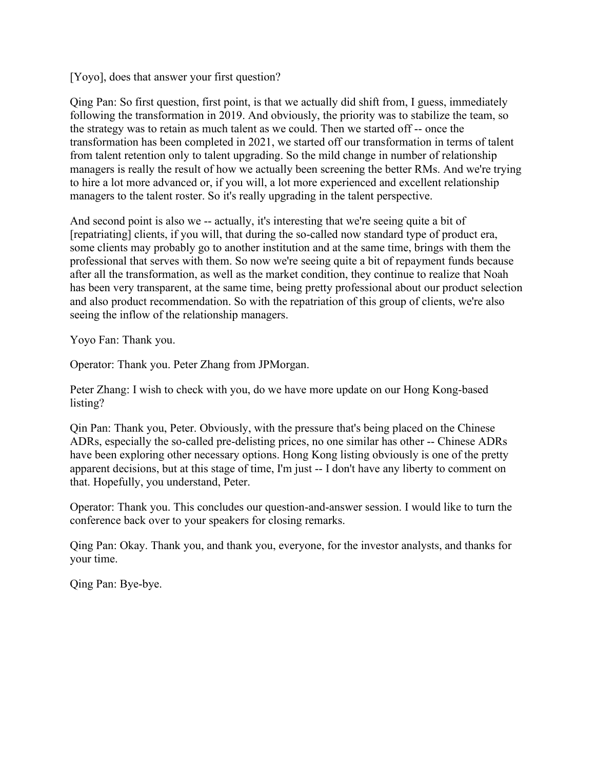[Yoyo], does that answer your first question?

Qing Pan: So first question, first point, is that we actually did shift from, I guess, immediately following the transformation in 2019. And obviously, the priority was to stabilize the team, so the strategy was to retain as much talent as we could. Then we started off -- once the transformation has been completed in 2021, we started off our transformation in terms of talent from talent retention only to talent upgrading. So the mild change in number of relationship managers is really the result of how we actually been screening the better RMs. And we're trying to hire a lot more advanced or, if you will, a lot more experienced and excellent relationship managers to the talent roster. So it's really upgrading in the talent perspective.

And second point is also we -- actually, it's interesting that we're seeing quite a bit of [repatriating] clients, if you will, that during the so-called now standard type of product era, some clients may probably go to another institution and at the same time, brings with them the professional that serves with them. So now we're seeing quite a bit of repayment funds because after all the transformation, as well as the market condition, they continue to realize that Noah has been very transparent, at the same time, being pretty professional about our product selection and also product recommendation. So with the repatriation of this group of clients, we're also seeing the inflow of the relationship managers.

Yoyo Fan: Thank you.

Operator: Thank you. Peter Zhang from JPMorgan.

Peter Zhang: I wish to check with you, do we have more update on our Hong Kong-based listing?

Qin Pan: Thank you, Peter. Obviously, with the pressure that's being placed on the Chinese ADRs, especially the so-called pre-delisting prices, no one similar has other -- Chinese ADRs have been exploring other necessary options. Hong Kong listing obviously is one of the pretty apparent decisions, but at this stage of time, I'm just -- I don't have any liberty to comment on that. Hopefully, you understand, Peter.

Operator: Thank you. This concludes our question-and-answer session. I would like to turn the conference back over to your speakers for closing remarks.

Qing Pan: Okay. Thank you, and thank you, everyone, for the investor analysts, and thanks for your time.

Qing Pan: Bye-bye.